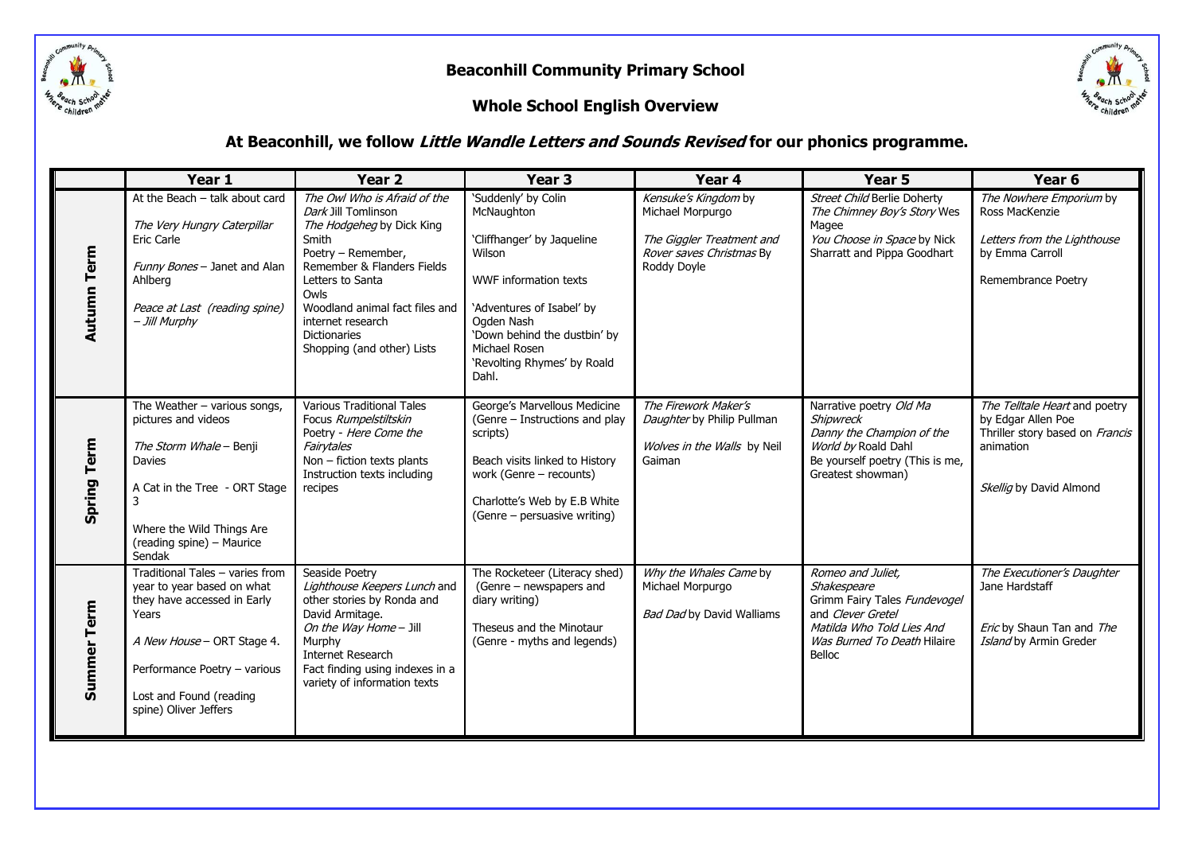# Beaconhill Community Primary School

## Whole School English Overview

### At Beaconhill, we follow *Little Wandle Letters and Sounds Revised* for our phonics programme.

| | Year 1 | Year 2 | Year 3 | Year 4 | Year 5 | Year 6 |
|---|---|---|---|---|---|---|
| **Autumn Term** | At the Beach – talk about card<br><br>*The Very Hungry Caterpillar* Eric Carle<br><br>*Funny Bones* – Janet and Alan Ahlberg<br><br>*Peace at Last (reading spine) – Jill Murphy* | *The Owl Who is Afraid of the Dark* Jill Tomlinson<br>*The Hodgeheg* by Dick King Smith<br>Poetry – Remember, Remember & Flanders Fields<br>Letters to Santa<br>Owls<br>Woodland animal fact files and internet research<br>Dictionaries<br>Shopping (and other) Lists | 'Suddenly' by Colin McNaughton<br><br>'Cliffhanger' by Jaqueline Wilson<br><br>WWF information texts<br><br>'Adventures of Isabel' by Ogden Nash<br>'Down behind the dustbin' by Michael Rosen<br>'Revolting Rhymes' by Roald Dahl. | *Kensuke's Kingdom* by Michael Morpurgo<br><br>*The Giggler Treatment and Rover saves Christmas* By Roddy Doyle | *Street Child* Berlie Doherty<br>*The Chimney Boy's Story* Wes Magee<br>*You Choose in Space* by Nick Sharratt and Pippa Goodhart | *The Nowhere Emporium* by Ross MacKenzie<br><br>*Letters from the Lighthouse* by Emma Carroll<br><br>Remembrance Poetry |
| **Spring Term** | The Weather – various songs, pictures and videos<br><br>*The Storm Whale* – Benji Davies<br><br>A Cat in the Tree - ORT Stage 3<br><br>Where the Wild Things Are (reading spine) – Maurice Sendak | Various Traditional Tales Focus *Rumpelstiltskin*<br>Poetry - *Here Come the Fairytales*<br>Non – fiction texts plants<br>Instruction texts including recipes | George's Marvellous Medicine (Genre – Instructions and play scripts)<br><br>Beach visits linked to History work (Genre – recounts)<br><br>Charlotte's Web by E.B White (Genre – persuasive writing) | *The Firework Maker's Daughter* by Philip Pullman<br><br>*Wolves in the Walls* by Neil Gaiman | Narrative poetry *Old Ma Shipwreck*<br>*Danny the Champion of the World by* Roald Dahl<br>Be yourself poetry (This is me, Greatest showman) | *The Telltale Heart* and poetry by Edgar Allen Poe<br>Thriller story based on *Francis* animation<br><br>*Skellig* by David Almond |
| **Summer Term** | Traditional Tales – varies from year to year based on what they have accessed in Early Years<br><br>*A New House* – ORT Stage 4.<br><br>Performance Poetry – various<br><br>Lost and Found (reading spine) Oliver Jeffers | Seaside Poetry<br>*Lighthouse Keepers Lunch* and other stories by Ronda and David Armitage.<br>*On the Way Home* – Jill Murphy<br>Internet Research<br>Fact finding using indexes in a variety of information texts | The Rocketeer (Literacy shed) (Genre – newspapers and diary writing)<br><br>Theseus and the Minotaur (Genre - myths and legends) | *Why the Whales Came* by Michael Morpurgo<br><br>*Bad Dad* by David Walliams | *Romeo and Juliet, Shakespeare*<br>Grimm Fairy Tales *Fundevogel* and *Clever Gretel*<br>*Matilda Who Told Lies And Was Burned To Death* Hilaire Belloc | *The Executioner's Daughter* Jane Hardstaff<br><br>*Eric* by Shaun Tan and *The Island* by Armin Greder |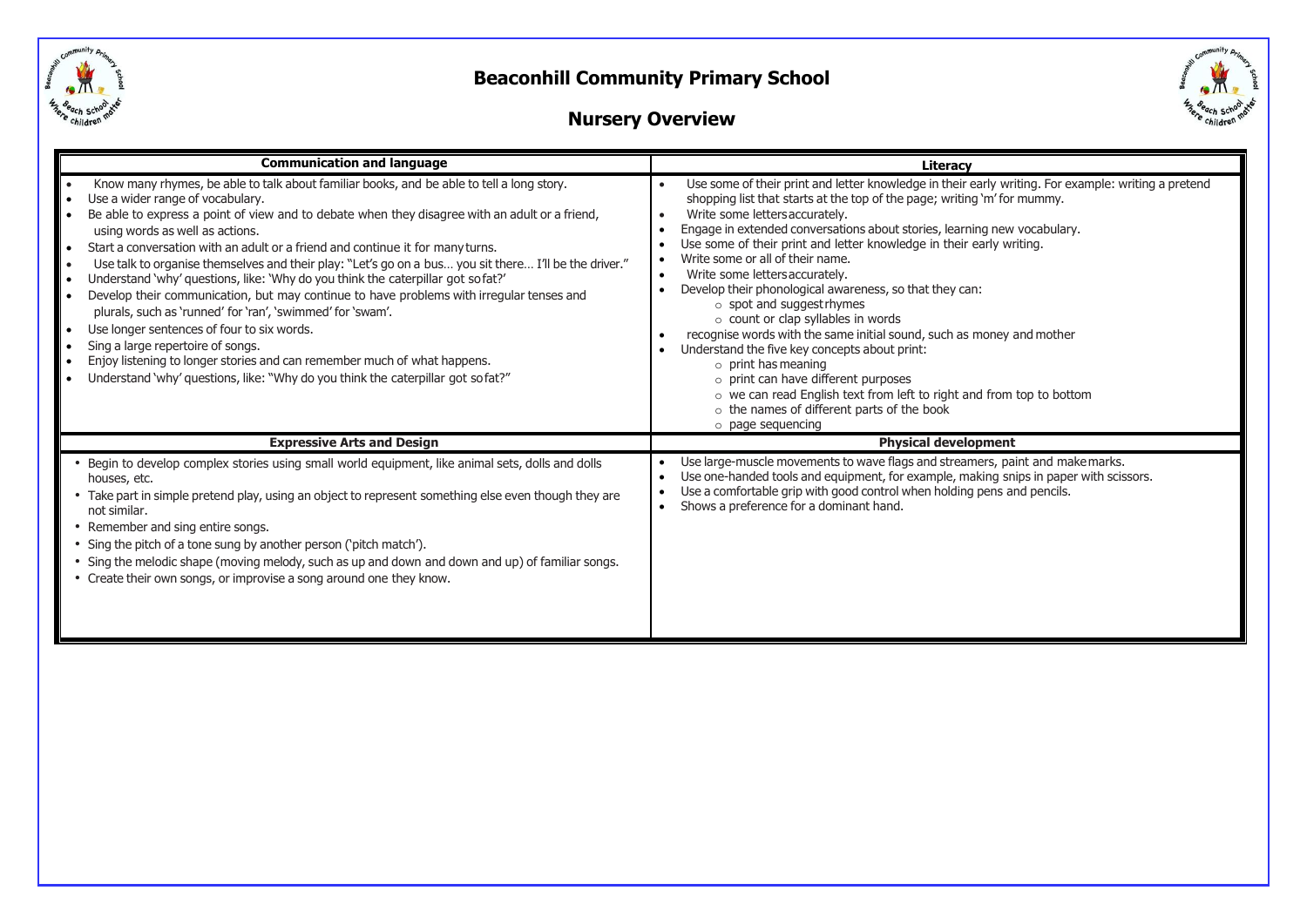# Beaconhill Community Primary School

## Nursery Overview

### Communication and language

- Know many rhymes, be able to talk about familiar books, and be able to tell a long story.
- Use a wider range of vocabulary.
- Be able to express a point of view and to debate when they disagree with an adult or a friend, using words as well as actions.
- Start a conversation with an adult or a friend and continue it for many turns.
- Use talk to organise themselves and their play: "Let's go on a bus… you sit there… I'll be the driver."
- Understand 'why' questions, like: 'Why do you think the caterpillar got so fat?'
- Develop their communication, but may continue to have problems with irregular tenses and plurals, such as 'runned' for 'ran', 'swimmed' for 'swam'.
- Use longer sentences of four to six words.
- Sing a large repertoire of songs.
- Enjoy listening to longer stories and can remember much of what happens.
- Understand 'why' questions, like: "Why do you think the caterpillar got so fat?"

### Literacy

- Use some of their print and letter knowledge in their early writing. For example: writing a pretend shopping list that starts at the top of the page; writing 'm' for mummy.
- Write some letters accurately.
- Engage in extended conversations about stories, learning new vocabulary.
- Use some of their print and letter knowledge in their early writing.
- Write some or all of their name.
- Write some letters accurately.
- Develop their phonological awareness, so that they can:
  - spot and suggest rhymes
  - count or clap syllables in words
- recognise words with the same initial sound, such as money and mother
- Understand the five key concepts about print:
  - print has meaning
  - print can have different purposes
  - we can read English text from left to right and from top to bottom
  - the names of different parts of the book
  - page sequencing

### Expressive Arts and Design

- Begin to develop complex stories using small world equipment, like animal sets, dolls and dolls houses, etc.
- Take part in simple pretend play, using an object to represent something else even though they are not similar.
- Remember and sing entire songs.
- Sing the pitch of a tone sung by another person ('pitch match').
- Sing the melodic shape (moving melody, such as up and down and down and up) of familiar songs.
- Create their own songs, or improvise a song around one they know.

### Physical development

- Use large-muscle movements to wave flags and streamers, paint and make marks.
- Use one-handed tools and equipment, for example, making snips in paper with scissors.
- Use a comfortable grip with good control when holding pens and pencils.
- Shows a preference for a dominant hand.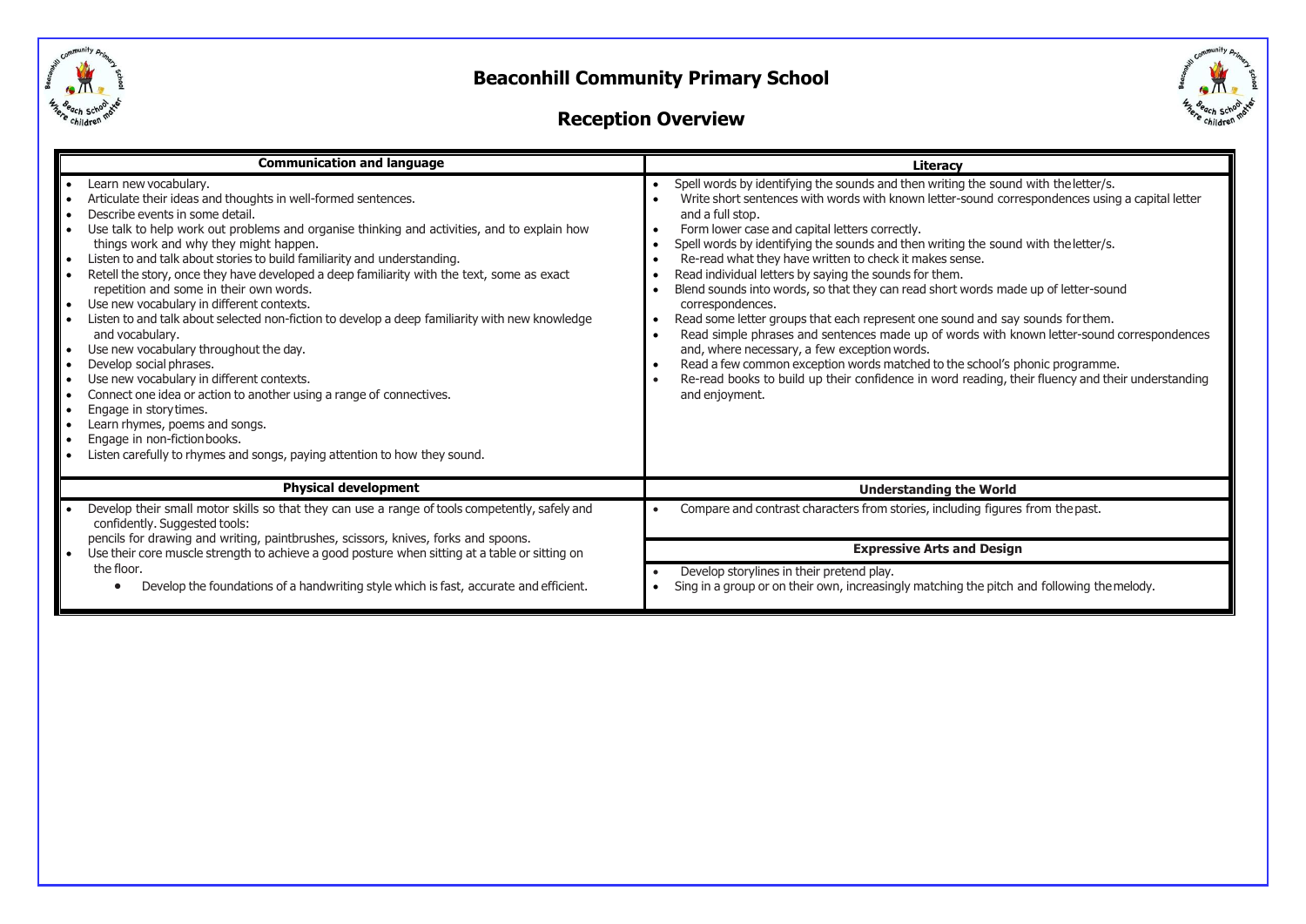# Beaconhill Community Primary School

## Reception Overview

### Communication and language

- Learn new vocabulary.
- Articulate their ideas and thoughts in well-formed sentences.
- Describe events in some detail.
- Use talk to help work out problems and organise thinking and activities, and to explain how things work and why they might happen.
- Listen to and talk about stories to build familiarity and understanding.
- Retell the story, once they have developed a deep familiarity with the text, some as exact repetition and some in their own words.
- Use new vocabulary in different contexts.
- Listen to and talk about selected non-fiction to develop a deep familiarity with new knowledge and vocabulary.
- Use new vocabulary throughout the day.
- Develop social phrases.
- Use new vocabulary in different contexts.
- Connect one idea or action to another using a range of connectives.
- Engage in story times.
- Learn rhymes, poems and songs.
- Engage in non-fiction books.
- Listen carefully to rhymes and songs, paying attention to how they sound.

### Literacy

- Spell words by identifying the sounds and then writing the sound with the letter/s.
- Write short sentences with words with known letter-sound correspondences using a capital letter and a full stop.
- Form lower case and capital letters correctly.
- Spell words by identifying the sounds and then writing the sound with the letter/s.
- Re-read what they have written to check it makes sense.
- Read individual letters by saying the sounds for them.
- Blend sounds into words, so that they can read short words made up of letter-sound correspondences.
- Read some letter groups that each represent one sound and say sounds for them.
- Read simple phrases and sentences made up of words with known letter-sound correspondences and, where necessary, a few exception words.
- Read a few common exception words matched to the school's phonic programme.
- Re-read books to build up their confidence in word reading, their fluency and their understanding and enjoyment.

### Physical development

- Develop their small motor skills so that they can use a range of tools competently, safely and confidently. Suggested tools:
  pencils for drawing and writing, paintbrushes, scissors, knives, forks and spoons.
- Use their core muscle strength to achieve a good posture when sitting at a table or sitting on the floor.
  - Develop the foundations of a handwriting style which is fast, accurate and efficient.

### Understanding the World

- Compare and contrast characters from stories, including figures from the past.

### Expressive Arts and Design

- Develop storylines in their pretend play.
- Sing in a group or on their own, increasingly matching the pitch and following the melody.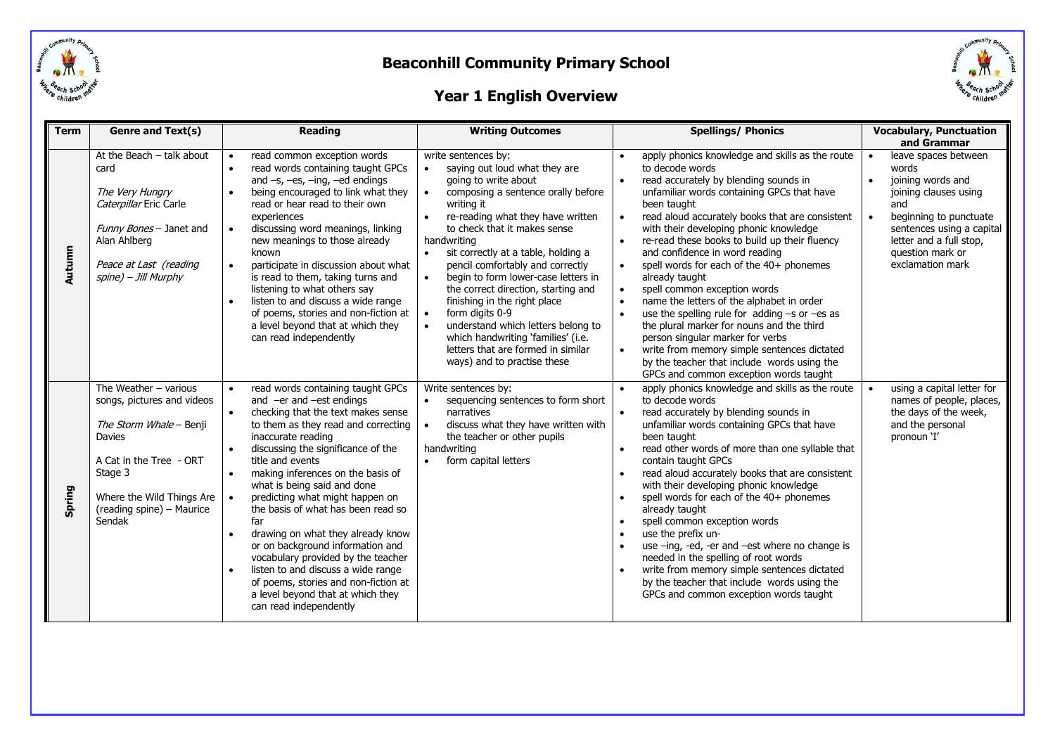# Beaconhill Community Primary School

## Year 1 English Overview

| Term | Genre and Text(s) | Reading | Writing Outcomes | Spellings/ Phonics | Vocabulary, Punctuation and Grammar |
|---|---|---|---|---|---|
| Autumn | At the Beach – talk about card<br><br>*The Very Hungry Caterpillar* Eric Carle<br><br>*Funny Bones* – Janet and Alan Ahlberg<br><br>*Peace at Last (reading spine) – Jill Murphy* | • read common exception words<br>• read words containing taught GPCs and –s, –es, –ing, –ed endings<br>• being encouraged to link what they read or hear read to their own experiences<br>• discussing word meanings, linking new meanings to those already known<br>• participate in discussion about what is read to them, taking turns and listening to what others say<br>• listen to and discuss a wide range of poems, stories and non-fiction at a level beyond that at which they can read independently | write sentences by:<br>• saying out loud what they are going to write about<br>• composing a sentence orally before writing it<br>• re-reading what they have written to check that it makes sense<br>handwriting<br>• sit correctly at a table, holding a pencil comfortably and correctly<br>• begin to form lower-case letters in the correct direction, starting and finishing in the right place<br>• form digits 0-9<br>• understand which letters belong to which handwriting 'families' (i.e. letters that are formed in similar ways) and to practise these | • apply phonics knowledge and skills as the route to decode words<br>• read accurately by blending sounds in unfamiliar words containing GPCs that have been taught<br>• read aloud accurately books that are consistent with their developing phonic knowledge<br>• re-read these books to build up their fluency and confidence in word reading<br>• spell words for each of the 40+ phonemes already taught<br>• spell common exception words<br>• name the letters of the alphabet in order<br>• use the spelling rule for adding –s or –es as the plural marker for nouns and the third person singular marker for verbs<br>• write from memory simple sentences dictated by the teacher that include words using the GPCs and common exception words taught | • leave spaces between words<br>• joining words and joining clauses using and<br>• beginning to punctuate sentences using a capital letter and a full stop, question mark or exclamation mark |
| Spring | The Weather – various songs, pictures and videos<br><br>*The Storm Whale* – Benji Davies<br><br>A Cat in the Tree - ORT Stage 3<br><br>Where the Wild Things Are (reading spine) – Maurice Sendak | • read words containing taught GPCs and –er and –est endings<br>• checking that the text makes sense to them as they read and correcting inaccurate reading<br>• discussing the significance of the title and events<br>• making inferences on the basis of what is being said and done<br>• predicting what might happen on the basis of what has been read so far<br>• drawing on what they already know or on background information and vocabulary provided by the teacher<br>• listen to and discuss a wide range of poems, stories and non-fiction at a level beyond that at which they can read independently | Write sentences by:<br>• sequencing sentences to form short narratives<br>• discuss what they have written with the teacher or other pupils<br>handwriting<br>• form capital letters | • apply phonics knowledge and skills as the route to decode words<br>• read accurately by blending sounds in unfamiliar words containing GPCs that have been taught<br>• read other words of more than one syllable that contain taught GPCs<br>• read aloud accurately books that are consistent with their developing phonic knowledge<br>• spell words for each of the 40+ phonemes already taught<br>• spell common exception words<br>• use the prefix un-<br>• use –ing, -ed, -er and –est where no change is needed in the spelling of root words<br>• write from memory simple sentences dictated by the teacher that include words using the GPCs and common exception words taught | • using a capital letter for names of people, places, the days of the week, and the personal pronoun 'I' |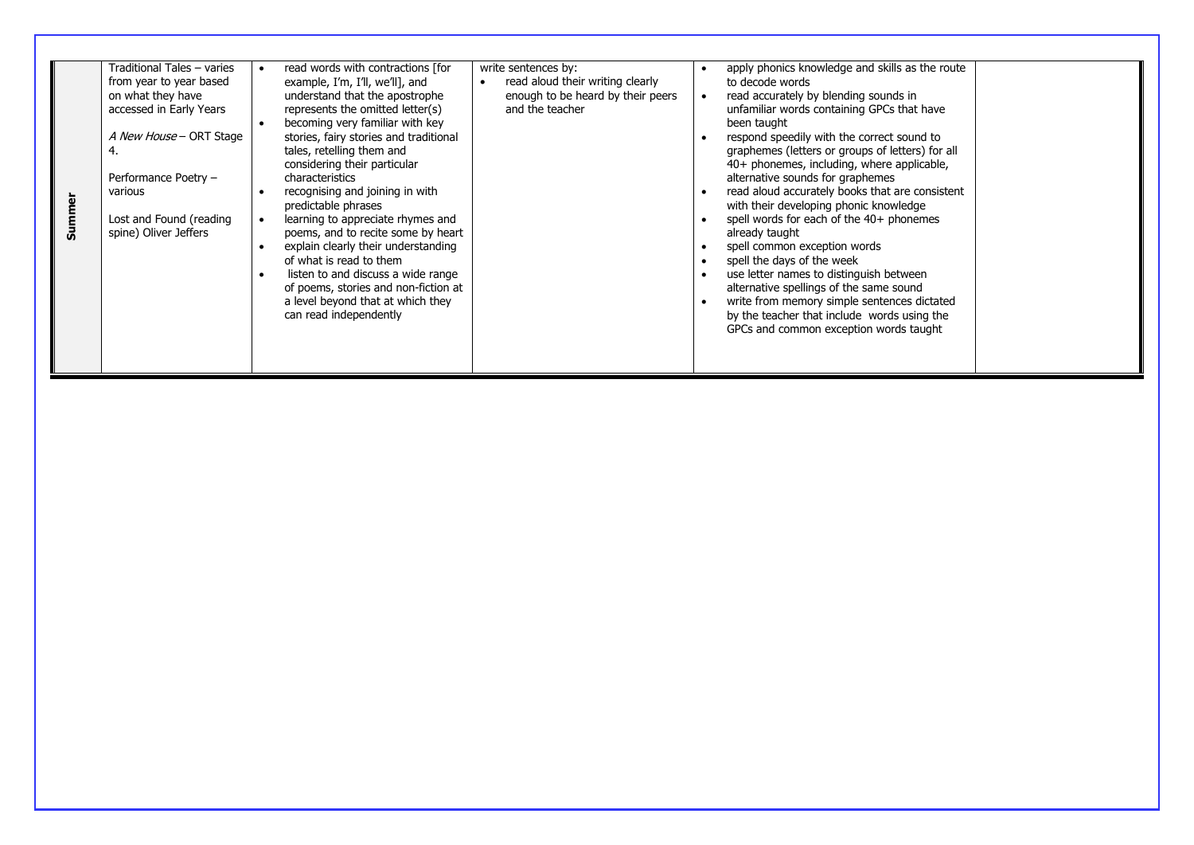| | | | | | |
|---|---|---|---|---|---|
| **Summer** | Traditional Tales – varies from year to year based on what they have accessed in Early Years<br><br>*A New House* – ORT Stage 4.<br><br>Performance Poetry – various<br><br>Lost and Found (reading spine) Oliver Jeffers | • read words with contractions [for example, I'm, I'll, we'll], and understand that the apostrophe represents the omitted letter(s)<br>• becoming very familiar with key stories, fairy stories and traditional tales, retelling them and considering their particular characteristics<br>• recognising and joining in with predictable phrases<br>• learning to appreciate rhymes and poems, and to recite some by heart<br>• explain clearly their understanding of what is read to them<br>• listen to and discuss a wide range of poems, stories and non-fiction at a level beyond that at which they can read independently | write sentences by:<br>• read aloud their writing clearly enough to be heard by their peers and the teacher | • apply phonics knowledge and skills as the route to decode words<br>• read accurately by blending sounds in unfamiliar words containing GPCs that have been taught<br>• respond speedily with the correct sound to graphemes (letters or groups of letters) for all 40+ phonemes, including, where applicable, alternative sounds for graphemes<br>• read aloud accurately books that are consistent with their developing phonic knowledge<br>• spell words for each of the 40+ phonemes already taught<br>• spell common exception words<br>• spell the days of the week<br>• use letter names to distinguish between alternative spellings of the same sound<br>• write from memory simple sentences dictated by the teacher that include words using the GPCs and common exception words taught | |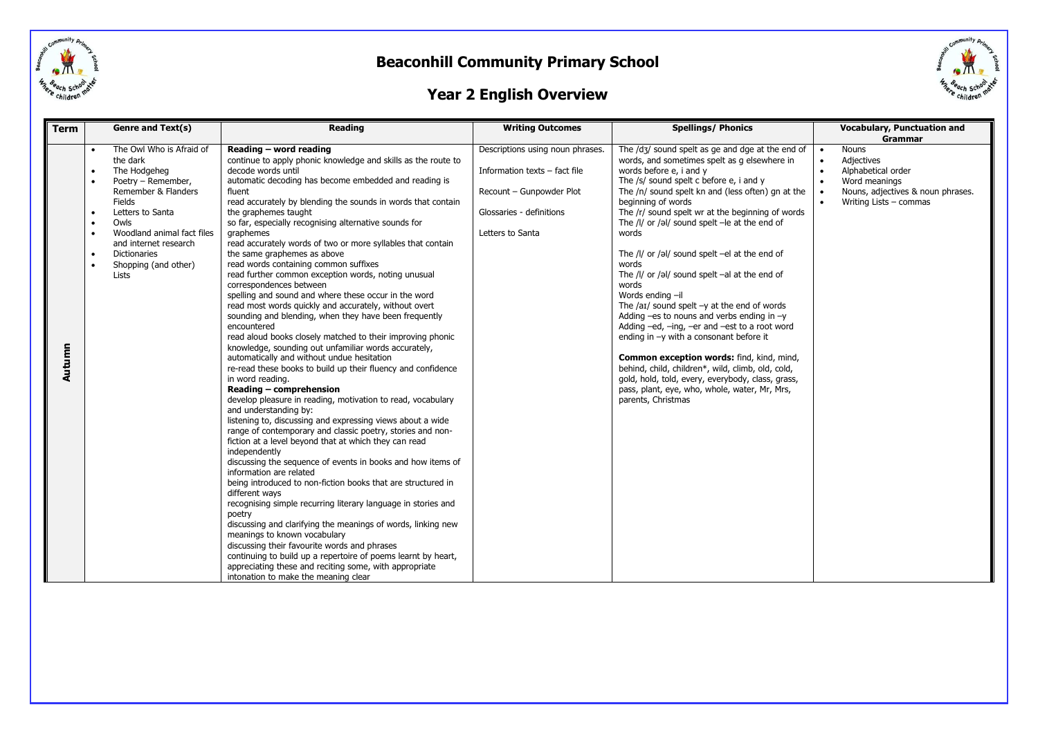# Beaconhill Community Primary School

## Year 2 English Overview

| Term | Genre and Text(s) | Reading | Writing Outcomes | Spellings/ Phonics | Vocabulary, Punctuation and Grammar |
|---|---|---|---|---|---|
| Autumn | • The Owl Who is Afraid of the dark<br>• The Hodgeheg<br>• Poetry – Remember, Remember & Flanders Fields<br>• Letters to Santa<br>• Owls<br>• Woodland animal fact files and internet research<br>• Dictionaries<br>• Shopping (and other) Lists | **Reading – word reading**<br>continue to apply phonic knowledge and skills as the route to decode words until<br>automatic decoding has become embedded and reading is fluent<br>read accurately by blending the sounds in words that contain the graphemes taught<br>so far, especially recognising alternative sounds for graphemes<br>read accurately words of two or more syllables that contain the same graphemes as above<br>read words containing common suffixes<br>read further common exception words, noting unusual correspondences between<br>spelling and sound and where these occur in the word<br>read most words quickly and accurately, without overt sounding and blending, when they have been frequently encountered<br>read aloud books closely matched to their improving phonic knowledge, sounding out unfamiliar words accurately, automatically and without undue hesitation<br>re-read these books to build up their fluency and confidence in word reading.<br>**Reading – comprehension**<br>develop pleasure in reading, motivation to read, vocabulary and understanding by:<br>listening to, discussing and expressing views about a wide range of contemporary and classic poetry, stories and non-fiction at a level beyond that at which they can read independently<br>discussing the sequence of events in books and how items of information are related<br>being introduced to non-fiction books that are structured in different ways<br>recognising simple recurring literary language in stories and poetry<br>discussing and clarifying the meanings of words, linking new meanings to known vocabulary<br>discussing their favourite words and phrases<br>continuing to build up a repertoire of poems learnt by heart, appreciating these and reciting some, with appropriate intonation to make the meaning clear | Descriptions using noun phrases.<br><br>Information texts – fact file<br><br>Recount – Gunpowder Plot<br><br>Glossaries - definitions<br><br>Letters to Santa | The /dʒ/ sound spelt as ge and dge at the end of words, and sometimes spelt as g elsewhere in words before e, i and y<br>The /s/ sound spelt c before e, i and y<br>The /n/ sound spelt kn and (less often) gn at the beginning of words<br>The /r/ sound spelt wr at the beginning of words<br>The /l/ or /əl/ sound spelt –le at the end of words<br><br>The /l/ or /əl/ sound spelt –el at the end of words<br>The /l/ or /əl/ sound spelt –al at the end of words<br>Words ending –il<br>The /aɪ/ sound spelt –y at the end of words<br>Adding –es to nouns and verbs ending in –y<br>Adding –ed, –ing, –er and –est to a root word ending in –y with a consonant before it<br><br>**Common exception words:** find, kind, mind, behind, child, children*, wild, climb, old, cold, gold, hold, told, every, everybody, class, grass, pass, plant, eye, who, whole, water, Mr, Mrs, parents, Christmas | • Nouns<br>• Adjectives<br>• Alphabetical order<br>• Word meanings<br>• Nouns, adjectives & noun phrases.<br>• Writing Lists – commas |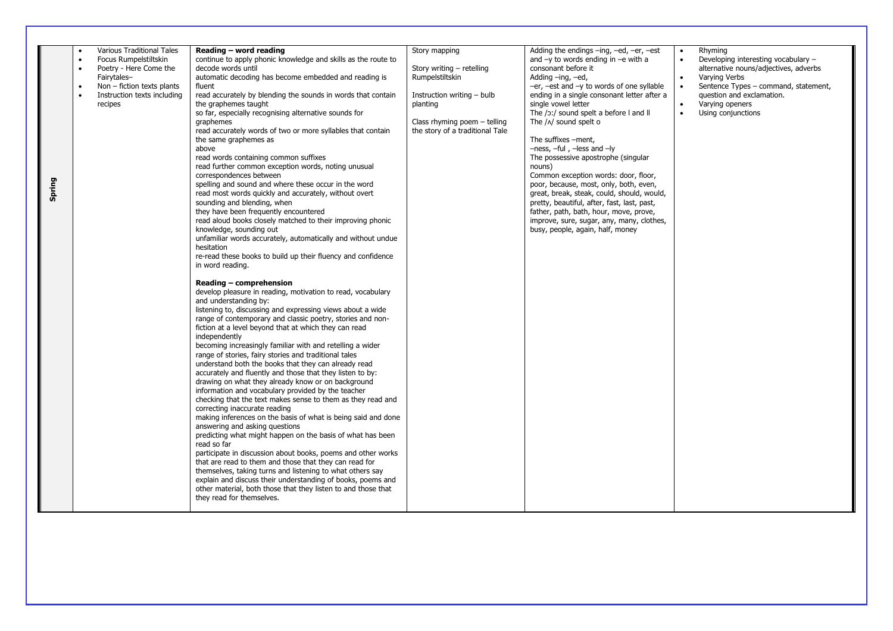| | | | | | |
|---|---|---|---|---|---|
| **Spring** | • Various Traditional Tales<br>• Focus Rumpelstiltskin<br>• Poetry - Here Come the Fairytales–<br>• Non – fiction texts plants<br>• Instruction texts including recipes | **Reading – word reading**<br>continue to apply phonic knowledge and skills as the route to decode words until<br>automatic decoding has become embedded and reading is fluent<br>read accurately by blending the sounds in words that contain the graphemes taught<br>so far, especially recognising alternative sounds for graphemes<br>read accurately words of two or more syllables that contain the same graphemes as<br>above<br>read words containing common suffixes<br>read further common exception words, noting unusual correspondences between<br>spelling and sound and where these occur in the word<br>read most words quickly and accurately, without overt sounding and blending, when<br>they have been frequently encountered<br>read aloud books closely matched to their improving phonic knowledge, sounding out<br>unfamiliar words accurately, automatically and without undue hesitation<br>re-read these books to build up their fluency and confidence in word reading.<br><br>**Reading – comprehension**<br>develop pleasure in reading, motivation to read, vocabulary and understanding by:<br>listening to, discussing and expressing views about a wide range of contemporary and classic poetry, stories and non-fiction at a level beyond that at which they can read independently<br>becoming increasingly familiar with and retelling a wider range of stories, fairy stories and traditional tales<br>understand both the books that they can already read accurately and fluently and those that they listen to by:<br>drawing on what they already know or on background information and vocabulary provided by the teacher<br>checking that the text makes sense to them as they read and correcting inaccurate reading<br>making inferences on the basis of what is being said and done<br>answering and asking questions<br>predicting what might happen on the basis of what has been read so far<br>participate in discussion about books, poems and other works that are read to them and those that they can read for themselves, taking turns and listening to what others say<br>explain and discuss their understanding of books, poems and other material, both those that they listen to and those that they read for themselves. | Story mapping<br><br>Story writing – retelling Rumpelstiltskin<br><br>Instruction writing – bulb planting<br><br>Class rhyming poem – telling the story of a traditional Tale | Adding the endings –ing, –ed, –er, –est and –y to words ending in –e with a consonant before it<br>Adding –ing, –ed,<br>–er, –est and –y to words of one syllable ending in a single consonant letter after a single vowel letter<br>The /ɔ:/ sound spelt a before l and ll<br>The /ʌ/ sound spelt o<br><br>The suffixes –ment,<br>–ness, –ful , –less and –ly<br>The possessive apostrophe (singular nouns)<br>Common exception words: door, floor, poor, because, most, only, both, even, great, break, steak, could, should, would, pretty, beautiful, after, fast, last, past, father, path, bath, hour, move, prove, improve, sure, sugar, any, many, clothes, busy, people, again, half, money | • Rhyming<br>• Developing interesting vocabulary – alternative nouns/adjectives, adverbs<br>• Varying Verbs<br>• Sentence Types – command, statement, question and exclamation.<br>• Varying openers<br>• Using conjunctions |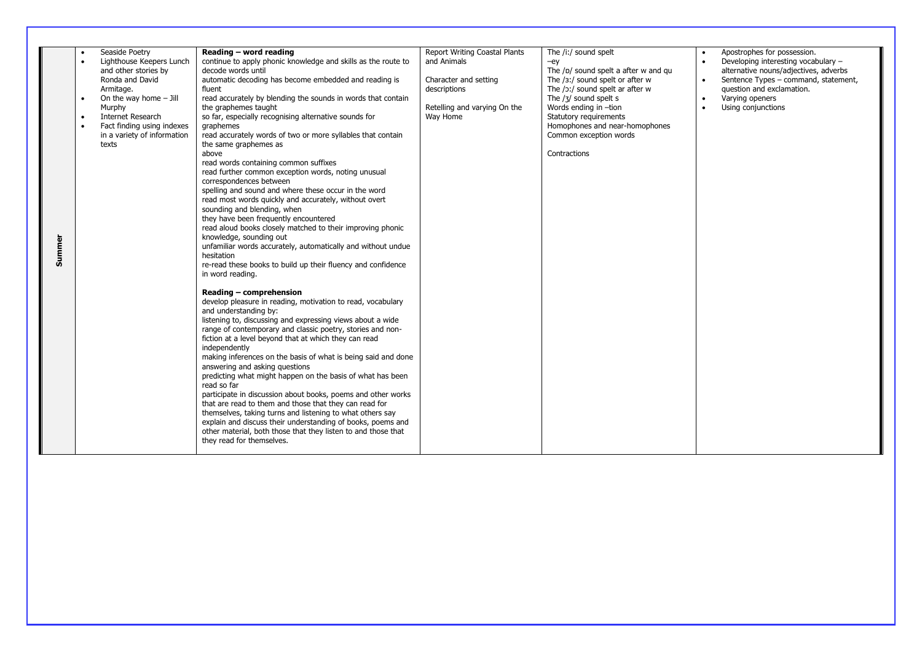| Summer | <ul><li>Seaside Poetry</li><li>Lighthouse Keepers Lunch and other stories by Ronda and David Armitage.</li><li>On the way home – Jill Murphy</li><li>Internet Research</li><li>Fact finding using indexes in a variety of information texts</li></ul> | **Reading – word reading**<br>continue to apply phonic knowledge and skills as the route to decode words until<br>automatic decoding has become embedded and reading is fluent<br>read accurately by blending the sounds in words that contain the graphemes taught<br>so far, especially recognising alternative sounds for graphemes<br>read accurately words of two or more syllables that contain the same graphemes as<br>above<br>read words containing common suffixes<br>read further common exception words, noting unusual correspondences between<br>spelling and sound and where these occur in the word<br>read most words quickly and accurately, without overt sounding and blending, when<br>they have been frequently encountered<br>read aloud books closely matched to their improving phonic knowledge, sounding out<br>unfamiliar words accurately, automatically and without undue hesitation<br>re-read these books to build up their fluency and confidence in word reading.<br><br>**Reading – comprehension**<br>develop pleasure in reading, motivation to read, vocabulary and understanding by:<br>listening to, discussing and expressing views about a wide range of contemporary and classic poetry, stories and non-fiction at a level beyond that at which they can read independently<br>making inferences on the basis of what is being said and done<br>answering and asking questions<br>predicting what might happen on the basis of what has been read so far<br>participate in discussion about books, poems and other works that are read to them and those that they can read for themselves, taking turns and listening to what others say<br>explain and discuss their understanding of books, poems and other material, both those that they listen to and those that they read for themselves. | Report Writing Coastal Plants and Animals<br><br>Character and setting descriptions<br><br>Retelling and varying On the Way Home | The /i:/ sound spelt<br>–ey<br>The /ɒ/ sound spelt a after w and qu<br>The /ɜ:/ sound spelt or after w<br>The /ɔ:/ sound spelt ar after w<br>The /ʒ/ sound spelt s<br>Words ending in –tion<br>Statutory requirements<br>Homophones and near-homophones<br>Common exception words<br><br>Contractions | <ul><li>Apostrophes for possession.</li><li>Developing interesting vocabulary – alternative nouns/adjectives, adverbs</li><li>Sentence Types – command, statement, question and exclamation.</li><li>Varying openers</li><li>Using conjunctions</li></ul> |
|---|---|---|---|---|---|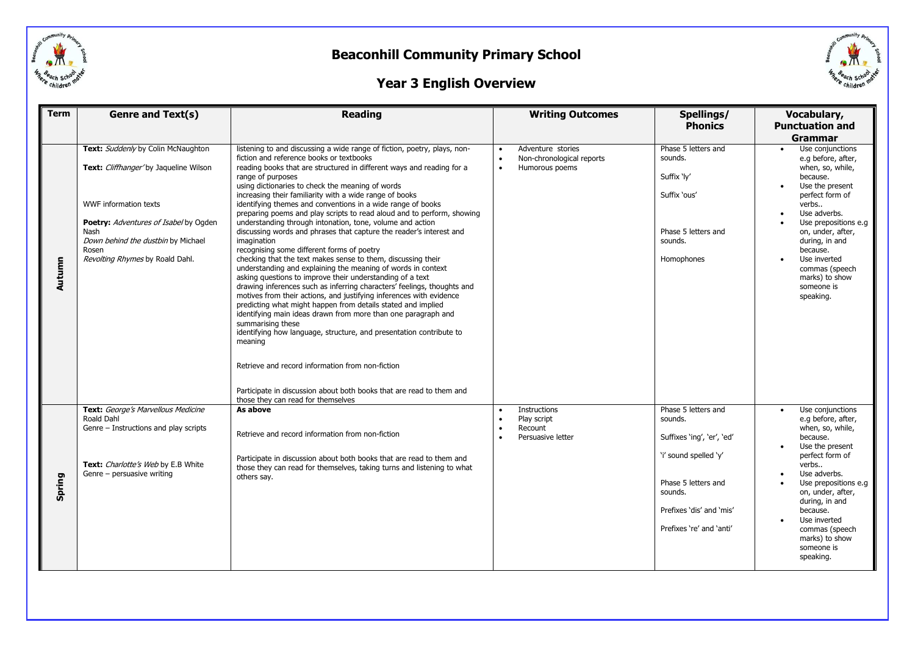# Beaconhill Community Primary School

## Year 3 English Overview

| Term | Genre and Text(s) | Reading | Writing Outcomes | Spellings/ Phonics | Vocabulary, Punctuation and Grammar |
|---|---|---|---|---|---|
| Autumn | **Text:** *Suddenly* by Colin McNaughton<br><br>**Text:** *Cliffhanger'* by Jaqueline Wilson<br><br>WWF information texts<br><br>**Poetry:** *Adventures of Isabel* by Ogden Nash<br>*Down behind the dustbin* by Michael Rosen<br>*Revolting Rhymes* by Roald Dahl. | listening to and discussing a wide range of fiction, poetry, plays, non-fiction and reference books or textbooks<br>reading books that are structured in different ways and reading for a range of purposes<br>using dictionaries to check the meaning of words<br>increasing their familiarity with a wide range of books<br>identifying themes and conventions in a wide range of books<br>preparing poems and play scripts to read aloud and to perform, showing understanding through intonation, tone, volume and action<br>discussing words and phrases that capture the reader's interest and imagination<br>recognising some different forms of poetry<br>checking that the text makes sense to them, discussing their understanding and explaining the meaning of words in context<br>asking questions to improve their understanding of a text<br>drawing inferences such as inferring characters' feelings, thoughts and motives from their actions, and justifying inferences with evidence<br>predicting what might happen from details stated and implied<br>identifying main ideas drawn from more than one paragraph and summarising these<br>identifying how language, structure, and presentation contribute to meaning<br><br>Retrieve and record information from non-fiction<br><br>Participate in discussion about both books that are read to them and those they can read for themselves | • Adventure stories<br>• Non-chronological reports<br>• Humorous poems | Phase 5 letters and sounds.<br><br>Suffix 'ly'<br><br>Suffix 'ous'<br><br>Phase 5 letters and sounds.<br><br>Homophones | • Use conjunctions e.g before, after, when, so, while, because.<br>• Use the present perfect form of verbs..<br>• Use adverbs.<br>• Use prepositions e.g on, under, after, during, in and because.<br>• Use inverted commas (speech marks) to show someone is speaking. |
| Spring | **Text:** *George's Marvellous Medicine* Roald Dahl<br>Genre – Instructions and play scripts<br><br>**Text:** *Charlotte's Web* by E.B White<br>Genre – persuasive writing | **As above**<br><br>Retrieve and record information from non-fiction<br><br>Participate in discussion about both books that are read to them and those they can read for themselves, taking turns and listening to what others say. | • Instructions<br>• Play script<br>• Recount<br>• Persuasive letter | Phase 5 letters and sounds.<br><br>Suffixes 'ing', 'er', 'ed'<br><br>'i' sound spelled 'y'<br><br>Phase 5 letters and sounds.<br><br>Prefixes 'dis' and 'mis'<br><br>Prefixes 're' and 'anti' | • Use conjunctions e.g before, after, when, so, while, because.<br>• Use the present perfect form of verbs..<br>• Use adverbs.<br>• Use prepositions e.g on, under, after, during, in and because.<br>• Use inverted commas (speech marks) to show someone is speaking. |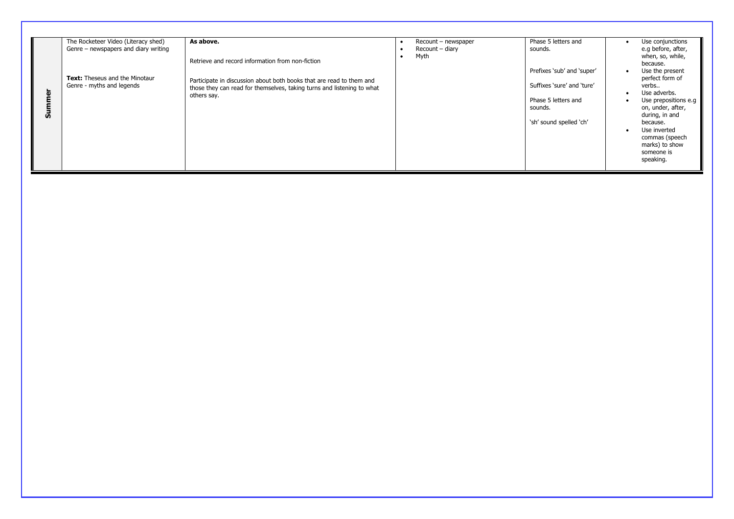| | | | | | |
|---|---|---|---|---|---|
| **Summer** | The Rocketeer Video (Literacy shed)<br>Genre – newspapers and diary writing<br><br>**Text:** Theseus and the Minotaur<br>Genre - myths and legends | **As above.**<br><br>Retrieve and record information from non-fiction<br><br>Participate in discussion about both books that are read to them and those they can read for themselves, taking turns and listening to what others say. | • Recount – newspaper<br>• Recount – diary<br>• Myth | Phase 5 letters and sounds.<br><br>Prefixes 'sub' and 'super'<br><br>Suffixes 'sure' and 'ture'<br><br>Phase 5 letters and sounds.<br><br>'sh' sound spelled 'ch' | • Use conjunctions e.g before, after, when, so, while, because.<br>• Use the present perfect form of verbs..<br>• Use adverbs.<br>• Use prepositions e.g on, under, after, during, in and because.<br>• Use inverted commas (speech marks) to show someone is speaking. |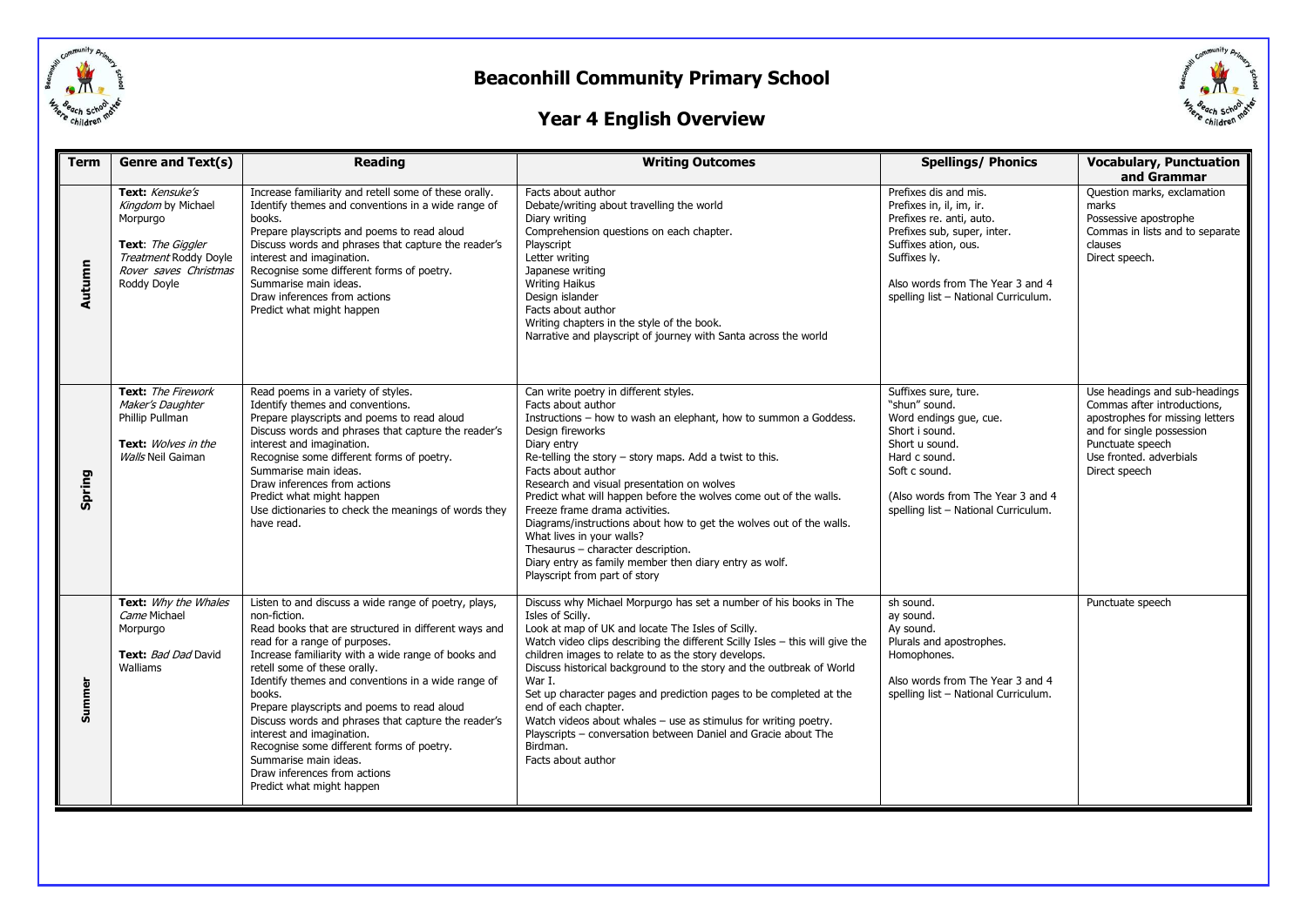# Beaconhill Community Primary School

## Year 4 English Overview

| Term | Genre and Text(s) | Reading | Writing Outcomes | Spellings/ Phonics | Vocabulary, Punctuation and Grammar |
|---|---|---|---|---|---|
| Autumn | **Text:** *Kensuke's Kingdom* by Michael Morpurgo<br><br>**Text**: *The Giggler Treatment* Roddy Doyle *Rover saves Christmas* Roddy Doyle | Increase familiarity and retell some of these orally.<br>Identify themes and conventions in a wide range of books.<br>Prepare playscripts and poems to read aloud<br>Discuss words and phrases that capture the reader's interest and imagination.<br>Recognise some different forms of poetry.<br>Summarise main ideas.<br>Draw inferences from actions<br>Predict what might happen | Facts about author<br>Debate/writing about travelling the world<br>Diary writing<br>Comprehension questions on each chapter.<br>Playscript<br>Letter writing<br>Japanese writing<br>Writing Haikus<br>Design islander<br>Facts about author<br>Writing chapters in the style of the book.<br>Narrative and playscript of journey with Santa across the world | Prefixes dis and mis.<br>Prefixes in, il, im, ir.<br>Prefixes re. anti, auto.<br>Prefixes sub, super, inter.<br>Suffixes ation, ous.<br>Suffixes ly.<br><br>Also words from The Year 3 and 4 spelling list – National Curriculum. | Question marks, exclamation marks<br>Possessive apostrophe<br>Commas in lists and to separate clauses<br>Direct speech. |
| Spring | **Text:** *The Firework Maker's Daughter* Phillip Pullman<br><br>**Text:** *Wolves in the Walls* Neil Gaiman | Read poems in a variety of styles.<br>Identify themes and conventions.<br>Prepare playscripts and poems to read aloud<br>Discuss words and phrases that capture the reader's interest and imagination.<br>Recognise some different forms of poetry.<br>Summarise main ideas.<br>Draw inferences from actions<br>Predict what might happen<br>Use dictionaries to check the meanings of words they have read. | Can write poetry in different styles.<br>Facts about author<br>Instructions – how to wash an elephant, how to summon a Goddess.<br>Design fireworks<br>Diary entry<br>Re-telling the story – story maps. Add a twist to this.<br>Facts about author<br>Research and visual presentation on wolves<br>Predict what will happen before the wolves come out of the walls.<br>Freeze frame drama activities.<br>Diagrams/instructions about how to get the wolves out of the walls.<br>What lives in your walls?<br>Thesaurus – character description.<br>Diary entry as family member then diary entry as wolf.<br>Playscript from part of story | Suffixes sure, ture.<br>"shun" sound.<br>Word endings gue, cue.<br>Short i sound.<br>Short u sound.<br>Hard c sound.<br>Soft c sound.<br><br>(Also words from The Year 3 and 4 spelling list – National Curriculum. | Use headings and sub-headings<br>Commas after introductions, apostrophes for missing letters and for single possession<br>Punctuate speech<br>Use fronted. adverbials<br>Direct speech |
| Summer | **Text:** *Why the Whales Came* Michael Morpurgo<br><br>**Text:** *Bad Dad* David Walliams | Listen to and discuss a wide range of poetry, plays, non-fiction.<br>Read books that are structured in different ways and read for a range of purposes.<br>Increase familiarity with a wide range of books and retell some of these orally.<br>Identify themes and conventions in a wide range of books.<br>Prepare playscripts and poems to read aloud<br>Discuss words and phrases that capture the reader's interest and imagination.<br>Recognise some different forms of poetry.<br>Summarise main ideas.<br>Draw inferences from actions<br>Predict what might happen | Discuss why Michael Morpurgo has set a number of his books in The Isles of Scilly.<br>Look at map of UK and locate The Isles of Scilly.<br>Watch video clips describing the different Scilly Isles – this will give the children images to relate to as the story develops.<br>Discuss historical background to the story and the outbreak of World War I.<br>Set up character pages and prediction pages to be completed at the end of each chapter.<br>Watch videos about whales – use as stimulus for writing poetry.<br>Playscripts – conversation between Daniel and Gracie about The Birdman.<br>Facts about author | sh sound.<br>ay sound.<br>Ay sound.<br>Plurals and apostrophes.<br>Homophones.<br><br>Also words from The Year 3 and 4 spelling list – National Curriculum. | Punctuate speech |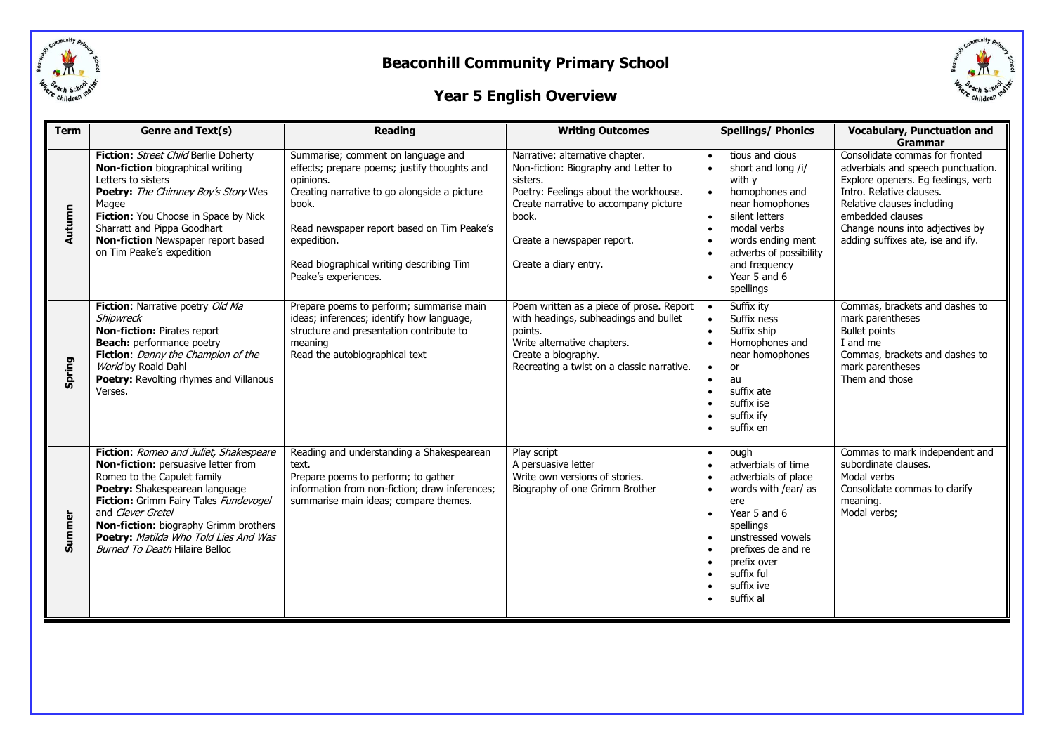# Beaconhill Community Primary School

## Year 5 English Overview

| Term | Genre and Text(s) | Reading | Writing Outcomes | Spellings/ Phonics | Vocabulary, Punctuation and Grammar |
|---|---|---|---|---|---|
| Autumn | **Fiction:** *Street Child* Berlie Doherty<br>**Non-fiction** biographical writing Letters to sisters<br>**Poetry:** *The Chimney Boy's Story* Wes Magee<br>**Fiction:** You Choose in Space by Nick Sharratt and Pippa Goodhart<br>**Non-fiction** Newspaper report based on Tim Peake's expedition | Summarise; comment on language and effects; prepare poems; justify thoughts and opinions.<br>Creating narrative to go alongside a picture book.<br><br>Read newspaper report based on Tim Peake's expedition.<br><br>Read biographical writing describing Tim Peake's experiences. | Narrative: alternative chapter.<br>Non-fiction: Biography and Letter to sisters.<br>Poetry: Feelings about the workhouse.<br>Create narrative to accompany picture book.<br><br>Create a newspaper report.<br><br>Create a diary entry. | • tious and cious<br>• short and long /i/ with y<br>• homophones and near homophones<br>• silent letters<br>• modal verbs<br>• words ending ment<br>• adverbs of possibility and frequency<br>• Year 5 and 6 spellings | Consolidate commas for fronted adverbials and speech punctuation.<br>Explore openers. Eg feelings, verb Intro. Relative clauses.<br>Relative clauses including embedded clauses<br>Change nouns into adjectives by adding suffixes ate, ise and ify. |
| Spring | **Fiction**: Narrative poetry *Old Ma Shipwreck*<br>**Non-fiction:** Pirates report<br>**Beach:** performance poetry<br>**Fiction**: *Danny the Champion of the World* by Roald Dahl<br>**Poetry:** Revolting rhymes and Villanous Verses. | Prepare poems to perform; summarise main ideas; inferences; identify how language, structure and presentation contribute to meaning<br>Read the autobiographical text | Poem written as a piece of prose. Report with headings, subheadings and bullet points.<br>Write alternative chapters.<br>Create a biography.<br>Recreating a twist on a classic narrative. | • Suffix ity<br>• Suffix ness<br>• Suffix ship<br>• Homophones and near homophones<br>• or<br>• au<br>• suffix ate<br>• suffix ise<br>• suffix ify<br>• suffix en | Commas, brackets and dashes to mark parentheses<br>Bullet points<br>I and me<br>Commas, brackets and dashes to mark parentheses<br>Them and those |
| Summer | **Fiction**: *Romeo and Juliet, Shakespeare*<br>**Non-fiction:** persuasive letter from Romeo to the Capulet family<br>**Poetry:** Shakespearean language<br>**Fiction:** Grimm Fairy Tales *Fundevogel* and *Clever Gretel*<br>**Non-fiction:** biography Grimm brothers<br>**Poetry:** *Matilda Who Told Lies And Was Burned To Death* Hilaire Belloc | Reading and understanding a Shakespearean text.<br>Prepare poems to perform; to gather information from non-fiction; draw inferences; summarise main ideas; compare themes. | Play script<br>A persuasive letter<br>Write own versions of stories.<br>Biography of one Grimm Brother | • ough<br>• adverbials of time<br>• adverbials of place<br>• words with /ear/ as ere<br>• Year 5 and 6 spellings<br>• unstressed vowels<br>• prefixes de and re<br>• prefix over<br>• suffix ful<br>• suffix ive<br>• suffix al | Commas to mark independent and subordinate clauses.<br>Modal verbs<br>Consolidate commas to clarify meaning.<br>Modal verbs; |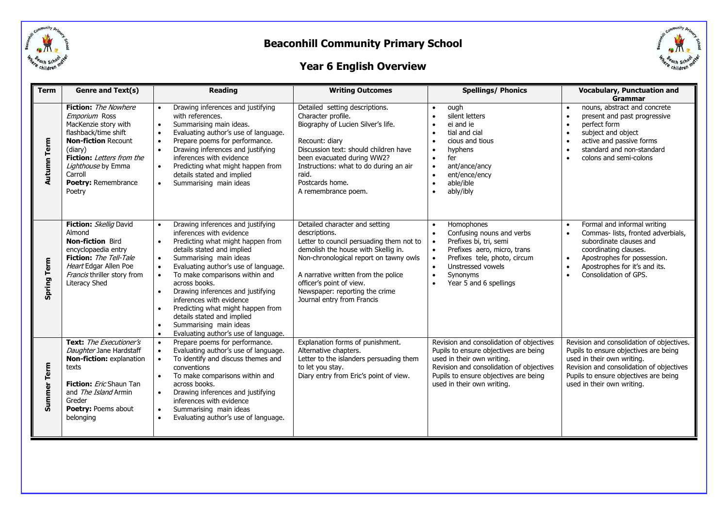# Beaconhill Community Primary School

## Year 6 English Overview

| Term | Genre and Text(s) | Reading | Writing Outcomes | Spellings/ Phonics | Vocabulary, Punctuation and Grammar |
|---|---|---|---|---|---|
| Autumn Term | **Fiction:** *The Nowhere Emporium* Ross MacKenzie story with flashback/time shift<br>**Non-fiction** Recount (diary)<br>**Fiction:** *Letters from the Lighthouse* by Emma Carroll<br>**Poetry:** Remembrance Poetry | • Drawing inferences and justifying with references.<br>• Summarising main ideas.<br>• Evaluating author's use of language.<br>• Prepare poems for performance.<br>• Drawing inferences and justifying inferences with evidence<br>• Predicting what might happen from details stated and implied<br>• Summarising main ideas | Detailed setting descriptions.<br>Character profile.<br>Biography of Lucien Silver's life.<br><br>Recount: diary<br>Discussion text: should children have been evacuated during WW2?<br>Instructions: what to do during an air raid.<br>Postcards home.<br>A remembrance poem. | • ough<br>• silent letters<br>• ei and ie<br>• tial and cial<br>• cious and tious<br>• hyphens<br>• fer<br>• ant/ance/ancy<br>• ent/ence/ency<br>• able/ible<br>• ably/ibly | • nouns, abstract and concrete<br>• present and past progressive<br>• perfect form<br>• subject and object<br>• active and passive forms<br>• standard and non-standard<br>• colons and semi-colons |
| Spring Term | **Fiction:** *Skellig* David Almond<br>**Non-fiction** Bird encyclopaedia entry<br>**Fiction:** *The Tell-Tale Heart* Edgar Allen Poe<br>*Francis* thriller story from Literacy Shed | • Drawing inferences and justifying inferences with evidence<br>• Predicting what might happen from details stated and implied<br>• Summarising main ideas<br>• Evaluating author's use of language.<br>• To make comparisons within and across books.<br>• Drawing inferences and justifying inferences with evidence<br>• Predicting what might happen from details stated and implied<br>• Summarising main ideas<br>• Evaluating author's use of language. | Detailed character and setting descriptions.<br>Letter to council persuading them not to demolish the house with Skellig in.<br>Non-chronological report on tawny owls<br><br>A narrative written from the police officer's point of view.<br>Newspaper: reporting the crime<br>Journal entry from Francis | • Homophones<br>• Confusing nouns and verbs<br>• Prefixes bi, tri, semi<br>• Prefixes aero, micro, trans<br>• Prefixes tele, photo, circum<br>• Unstressed vowels<br>• Synonyms<br>• Year 5 and 6 spellings | • Formal and informal writing<br>• Commas- lists, fronted adverbials, subordinate clauses and coordinating clauses.<br>• Apostrophes for possession.<br>• Apostrophes for it's and its.<br>• Consolidation of GPS. |
| Summer Term | **Text:** *The Executioner's Daughter* Jane Hardstaff<br>**Non-fiction:** explanation texts<br><br>**Fiction:** *Eric* Shaun Tan and *The Island* Armin Greder<br>**Poetry:** Poems about belonging | • Prepare poems for performance.<br>• Evaluating author's use of language.<br>• To identify and discuss themes and conventions<br>• To make comparisons within and across books.<br>• Drawing inferences and justifying inferences with evidence<br>• Summarising main ideas<br>• Evaluating author's use of language. | Explanation forms of punishment.<br>Alternative chapters.<br>Letter to the islanders persuading them to let you stay.<br>Diary entry from Eric's point of view. | Revision and consolidation of objectives Pupils to ensure objectives are being used in their own writing.<br>Revision and consolidation of objectives Pupils to ensure objectives are being used in their own writing. | Revision and consolidation of objectives. Pupils to ensure objectives are being used in their own writing.<br>Revision and consolidation of objectives Pupils to ensure objectives are being used in their own writing. |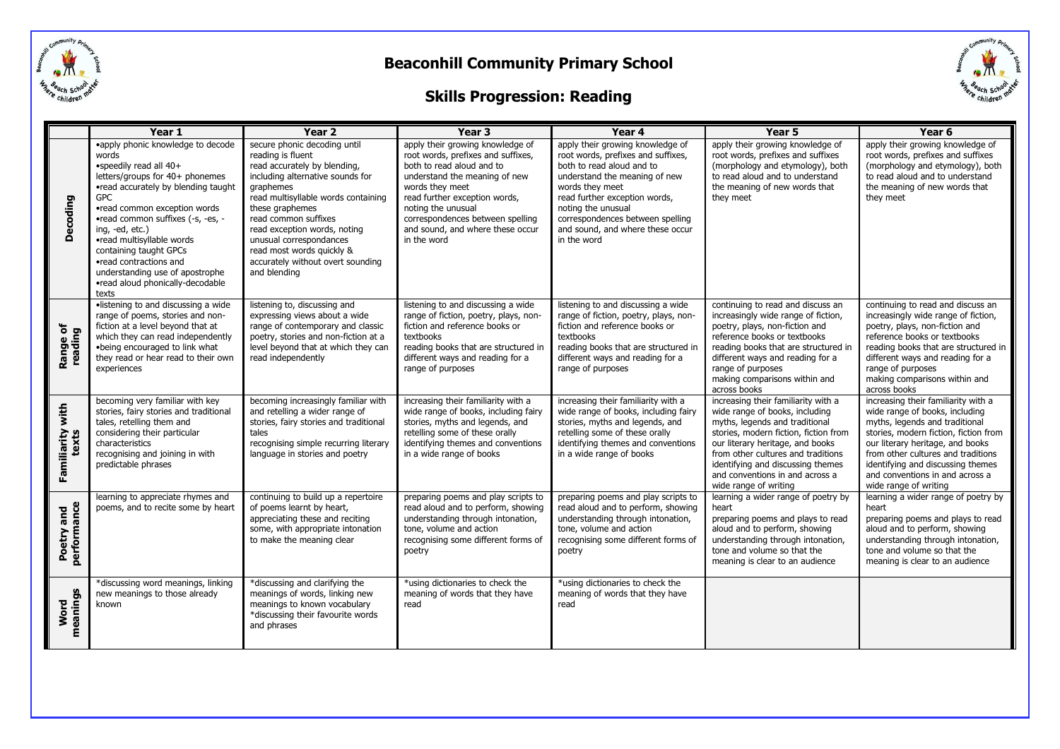# Beaconhill Community Primary School

## Skills Progression: Reading

| | Year 1 | Year 2 | Year 3 | Year 4 | Year 5 | Year 6 |
|---|---|---|---|---|---|---|
| **Decoding** | •apply phonic knowledge to decode words<br>•speedily read all 40+ letters/groups for 40+ phonemes<br>•read accurately by blending taught GPC<br>•read common exception words<br>•read common suffixes (-s, -es, -ing, -ed, etc.)<br>•read multisyllable words containing taught GPCs<br>•read contractions and understanding use of apostrophe<br>•read aloud phonically-decodable texts | secure phonic decoding until reading is fluent<br>read accurately by blending, including alternative sounds for graphemes<br>read multisyllable words containing these graphemes<br>read common suffixes<br>read exception words, noting unusual correspondances<br>read most words quickly & accurately without overt sounding and blending | apply their growing knowledge of root words, prefixes and suffixes, both to read aloud and to understand the meaning of new words they meet<br>read further exception words, noting the unusual correspondences between spelling and sound, and where these occur in the word | apply their growing knowledge of root words, prefixes and suffixes, both to read aloud and to understand the meaning of new words they meet<br>read further exception words, noting the unusual correspondences between spelling and sound, and where these occur in the word | apply their growing knowledge of root words, prefixes and suffixes (morphology and etymology), both to read aloud and to understand the meaning of new words that they meet | apply their growing knowledge of root words, prefixes and suffixes (morphology and etymology), both to read aloud and to understand the meaning of new words that they meet |
| **Range of reading** | •listening to and discussing a wide range of poems, stories and non-fiction at a level beyond that at which they can read independently<br>•being encouraged to link what they read or hear read to their own experiences | listening to, discussing and expressing views about a wide range of contemporary and classic poetry, stories and non-fiction at a level beyond that at which they can read independently | listening to and discussing a wide range of fiction, poetry, plays, non-fiction and reference books or textbooks<br>reading books that are structured in different ways and reading for a range of purposes | listening to and discussing a wide range of fiction, poetry, plays, non-fiction and reference books or textbooks<br>reading books that are structured in different ways and reading for a range of purposes | continuing to read and discuss an increasingly wide range of fiction, poetry, plays, non-fiction and reference books or textbooks<br>reading books that are structured in different ways and reading for a range of purposes<br>making comparisons within and across books | continuing to read and discuss an increasingly wide range of fiction, poetry, plays, non-fiction and reference books or textbooks<br>reading books that are structured in different ways and reading for a range of purposes<br>making comparisons within and across books |
| **Familiarity with texts** | becoming very familiar with key stories, fairy stories and traditional tales, retelling them and considering their particular characteristics<br>recognising and joining in with predictable phrases | becoming increasingly familiar with and retelling a wider range of stories, fairy stories and traditional tales<br>recognising simple recurring literary language in stories and poetry | increasing their familiarity with a wide range of books, including fairy stories, myths and legends, and retelling some of these orally<br>identifying themes and conventions in a wide range of books | increasing their familiarity with a wide range of books, including fairy stories, myths and legends, and retelling some of these orally<br>identifying themes and conventions in a wide range of books | increasing their familiarity with a wide range of books, including myths, legends and traditional stories, modern fiction, fiction from our literary heritage, and books from other cultures and traditions<br>identifying and discussing themes and conventions in and across a wide range of writing | increasing their familiarity with a wide range of books, including myths, legends and traditional stories, modern fiction, fiction from our literary heritage, and books from other cultures and traditions<br>identifying and discussing themes and conventions in and across a wide range of writing |
| **Poetry and performance** | learning to appreciate rhymes and poems, and to recite some by heart | continuing to build up a repertoire of poems learnt by heart, appreciating these and reciting some, with appropriate intonation to make the meaning clear | preparing poems and play scripts to read aloud and to perform, showing understanding through intonation, tone, volume and action<br>recognising some different forms of poetry | preparing poems and play scripts to read aloud and to perform, showing understanding through intonation, tone, volume and action<br>recognising some different forms of poetry | learning a wider range of poetry by heart<br>preparing poems and plays to read aloud and to perform, showing understanding through intonation, tone and volume so that the meaning is clear to an audience | learning a wider range of poetry by heart<br>preparing poems and plays to read aloud and to perform, showing understanding through intonation, tone and volume so that the meaning is clear to an audience |
| **Word meanings** | *discussing word meanings, linking new meanings to those already known | *discussing and clarifying the meanings of words, linking new meanings to known vocabulary<br>*discussing their favourite words and phrases | *using dictionaries to check the meaning of words that they have read | *using dictionaries to check the meaning of words that they have read | | |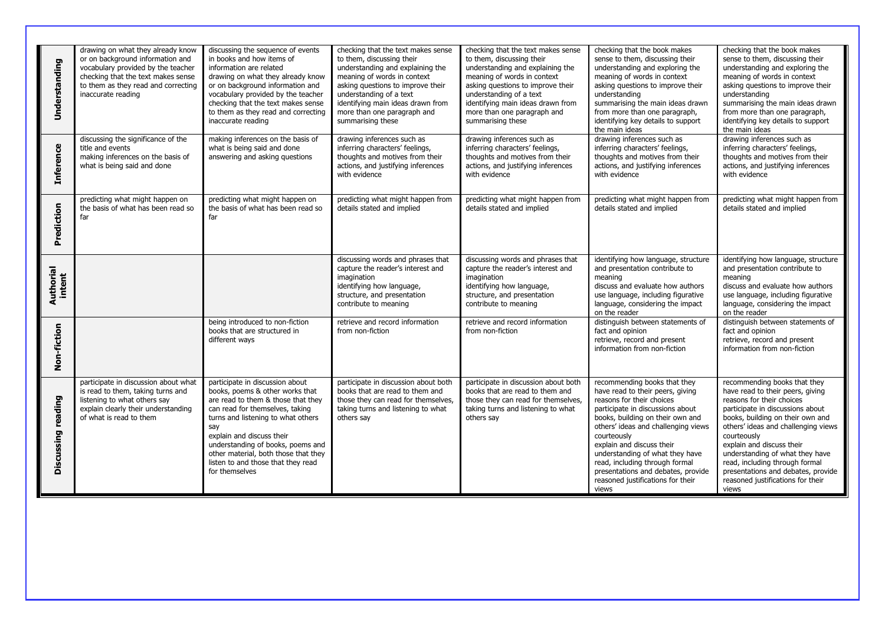| | | | | | | |
|---|---|---|---|---|---|---|
| **Understanding** | drawing on what they already know or on background information and vocabulary provided by the teacher checking that the text makes sense to them as they read and correcting inaccurate reading | discussing the sequence of events in books and how items of information are related drawing on what they already know or on background information and vocabulary provided by the teacher checking that the text makes sense to them as they read and correcting inaccurate reading | checking that the text makes sense to them, discussing their understanding and explaining the meaning of words in context asking questions to improve their understanding of a text identifying main ideas drawn from more than one paragraph and summarising these | checking that the text makes sense to them, discussing their understanding and explaining the meaning of words in context asking questions to improve their understanding of a text identifying main ideas drawn from more than one paragraph and summarising these | checking that the book makes sense to them, discussing their understanding and exploring the meaning of words in context asking questions to improve their understanding summarising the main ideas drawn from more than one paragraph, identifying key details to support the main ideas | checking that the book makes sense to them, discussing their understanding and exploring the meaning of words in context asking questions to improve their understanding summarising the main ideas drawn from more than one paragraph, identifying key details to support the main ideas |
| **Inference** | discussing the significance of the title and events making inferences on the basis of what is being said and done | making inferences on the basis of what is being said and done answering and asking questions | drawing inferences such as inferring characters' feelings, thoughts and motives from their actions, and justifying inferences with evidence | drawing inferences such as inferring characters' feelings, thoughts and motives from their actions, and justifying inferences with evidence | drawing inferences such as inferring characters' feelings, thoughts and motives from their actions, and justifying inferences with evidence | drawing inferences such as inferring characters' feelings, thoughts and motives from their actions, and justifying inferences with evidence |
| **Prediction** | predicting what might happen on the basis of what has been read so far | predicting what might happen on the basis of what has been read so far | predicting what might happen from details stated and implied | predicting what might happen from details stated and implied | predicting what might happen from details stated and implied | predicting what might happen from details stated and implied |
| **Authorial intent** | | | discussing words and phrases that capture the reader's interest and imagination identifying how language, structure, and presentation contribute to meaning | discussing words and phrases that capture the reader's interest and imagination identifying how language, structure, and presentation contribute to meaning | identifying how language, structure and presentation contribute to meaning discuss and evaluate how authors use language, including figurative language, considering the impact on the reader | identifying how language, structure and presentation contribute to meaning discuss and evaluate how authors use language, including figurative language, considering the impact on the reader |
| **Non-fiction** | | being introduced to non-fiction books that are structured in different ways | retrieve and record information from non-fiction | retrieve and record information from non-fiction | distinguish between statements of fact and opinion retrieve, record and present information from non-fiction | distinguish between statements of fact and opinion retrieve, record and present information from non-fiction |
| **Discussing reading** | participate in discussion about what is read to them, taking turns and listening to what others say explain clearly their understanding of what is read to them | participate in discussion about books, poems & other works that are read to them & those that they can read for themselves, taking turns and listening to what others say explain and discuss their understanding of books, poems and other material, both those that they listen to and those that they read for themselves | participate in discussion about both books that are read to them and those they can read for themselves, taking turns and listening to what others say | participate in discussion about both books that are read to them and those they can read for themselves, taking turns and listening to what others say | recommending books that they have read to their peers, giving reasons for their choices participate in discussions about books, building on their own and others' ideas and challenging views courteously explain and discuss their understanding of what they have read, including through formal presentations and debates, provide reasoned justifications for their views | recommending books that they have read to their peers, giving reasons for their choices participate in discussions about books, building on their own and others' ideas and challenging views courteously explain and discuss their understanding of what they have read, including through formal presentations and debates, provide reasoned justifications for their views |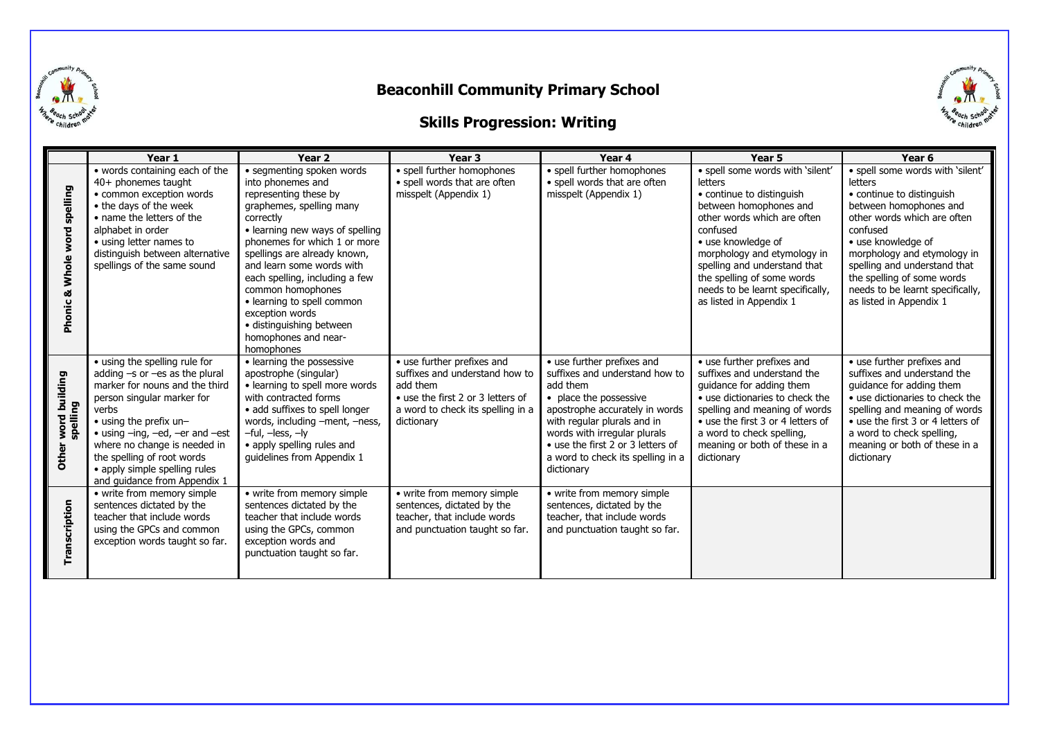# Beaconhill Community Primary School

## Skills Progression: Writing

| | Year 1 | Year 2 | Year 3 | Year 4 | Year 5 | Year 6 |
|---|---|---|---|---|---|---|
| **Phonic & Whole word spelling** | • words containing each of the 40+ phonemes taught<br>• common exception words<br>• the days of the week<br>• name the letters of the alphabet in order<br>• using letter names to distinguish between alternative spellings of the same sound | • segmenting spoken words into phonemes and representing these by graphemes, spelling many correctly<br>• learning new ways of spelling phonemes for which 1 or more spellings are already known, and learn some words with each spelling, including a few common homophones<br>• learning to spell common exception words<br>• distinguishing between homophones and near-homophones | • spell further homophones<br>• spell words that are often misspelt (Appendix 1) | • spell further homophones<br>• spell words that are often misspelt (Appendix 1) | • spell some words with 'silent' letters<br>• continue to distinguish between homophones and other words which are often confused<br>• use knowledge of morphology and etymology in spelling and understand that the spelling of some words needs to be learnt specifically, as listed in Appendix 1 | • spell some words with 'silent' letters<br>• continue to distinguish between homophones and other words which are often confused<br>• use knowledge of morphology and etymology in spelling and understand that the spelling of some words needs to be learnt specifically, as listed in Appendix 1 |
| **Other word building spelling** | • using the spelling rule for adding –s or –es as the plural marker for nouns and the third person singular marker for verbs<br>• using the prefix un–<br>• using –ing, –ed, –er and –est where no change is needed in the spelling of root words<br>• apply simple spelling rules and guidance from Appendix 1 | • learning the possessive apostrophe (singular)<br>• learning to spell more words with contracted forms<br>• add suffixes to spell longer words, including –ment, –ness, –ful, –less, –ly<br>• apply spelling rules and guidelines from Appendix 1 | • use further prefixes and suffixes and understand how to add them<br>• use the first 2 or 3 letters of a word to check its spelling in a dictionary | • use further prefixes and suffixes and understand how to add them<br>• place the possessive apostrophe accurately in words with regular plurals and in words with irregular plurals<br>• use the first 2 or 3 letters of a word to check its spelling in a dictionary | • use further prefixes and suffixes and understand the guidance for adding them<br>• use dictionaries to check the spelling and meaning of words<br>• use the first 3 or 4 letters of a word to check spelling, meaning or both of these in a dictionary | • use further prefixes and suffixes and understand the guidance for adding them<br>• use dictionaries to check the spelling and meaning of words<br>• use the first 3 or 4 letters of a word to check spelling, meaning or both of these in a dictionary |
| **Transcription** | • write from memory simple sentences dictated by the teacher that include words using the GPCs and common exception words taught so far. | • write from memory simple sentences dictated by the teacher that include words using the GPCs, common exception words and punctuation taught so far. | • write from memory simple sentences, dictated by the teacher, that include words and punctuation taught so far. | • write from memory simple sentences, dictated by the teacher, that include words and punctuation taught so far. | | |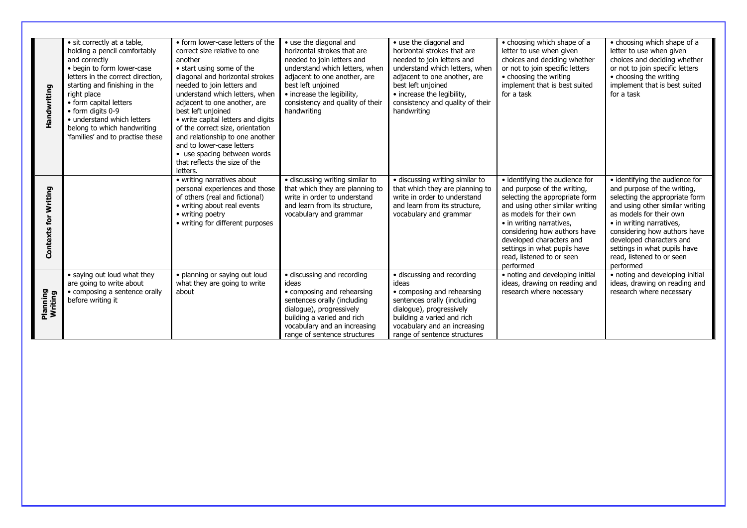|  |  |  |  |  |  |  |
|---|---|---|---|---|---|---|
| **Handwriting** | • sit correctly at a table, holding a pencil comfortably and correctly<br>• begin to form lower-case letters in the correct direction, starting and finishing in the right place<br>• form capital letters<br>• form digits 0-9<br>• understand which letters belong to which handwriting 'families' and to practise these | • form lower-case letters of the correct size relative to one another<br>• start using some of the diagonal and horizontal strokes needed to join letters and understand which letters, when adjacent to one another, are best left unjoined<br>• write capital letters and digits of the correct size, orientation and relationship to one another and to lower-case letters<br>• use spacing between words that reflects the size of the letters. | • use the diagonal and horizontal strokes that are needed to join letters and understand which letters, when adjacent to one another, are best left unjoined<br>• increase the legibility, consistency and quality of their handwriting | • use the diagonal and horizontal strokes that are needed to join letters and understand which letters, when adjacent to one another, are best left unjoined<br>• increase the legibility, consistency and quality of their handwriting | • choosing which shape of a letter to use when given choices and deciding whether or not to join specific letters<br>• choosing the writing implement that is best suited for a task | • choosing which shape of a letter to use when given choices and deciding whether or not to join specific letters<br>• choosing the writing implement that is best suited for a task |
| **Contexts for Writing** |  | • writing narratives about personal experiences and those of others (real and fictional)<br>• writing about real events<br>• writing poetry<br>• writing for different purposes | • discussing writing similar to that which they are planning to write in order to understand and learn from its structure, vocabulary and grammar | • discussing writing similar to that which they are planning to write in order to understand and learn from its structure, vocabulary and grammar | • identifying the audience for and purpose of the writing, selecting the appropriate form and using other similar writing as models for their own<br>• in writing narratives, considering how authors have developed characters and settings in what pupils have read, listened to or seen performed | • identifying the audience for and purpose of the writing, selecting the appropriate form and using other similar writing as models for their own<br>• in writing narratives, considering how authors have developed characters and settings in what pupils have read, listened to or seen performed |
| **Planning Writing** | • saying out loud what they are going to write about<br>• composing a sentence orally before writing it | • planning or saying out loud what they are going to write about | • discussing and recording ideas<br>• composing and rehearsing sentences orally (including dialogue), progressively building a varied and rich vocabulary and an increasing range of sentence structures | • discussing and recording ideas<br>• composing and rehearsing sentences orally (including dialogue), progressively building a varied and rich vocabulary and an increasing range of sentence structures | • noting and developing initial ideas, drawing on reading and research where necessary | • noting and developing initial ideas, drawing on reading and research where necessary |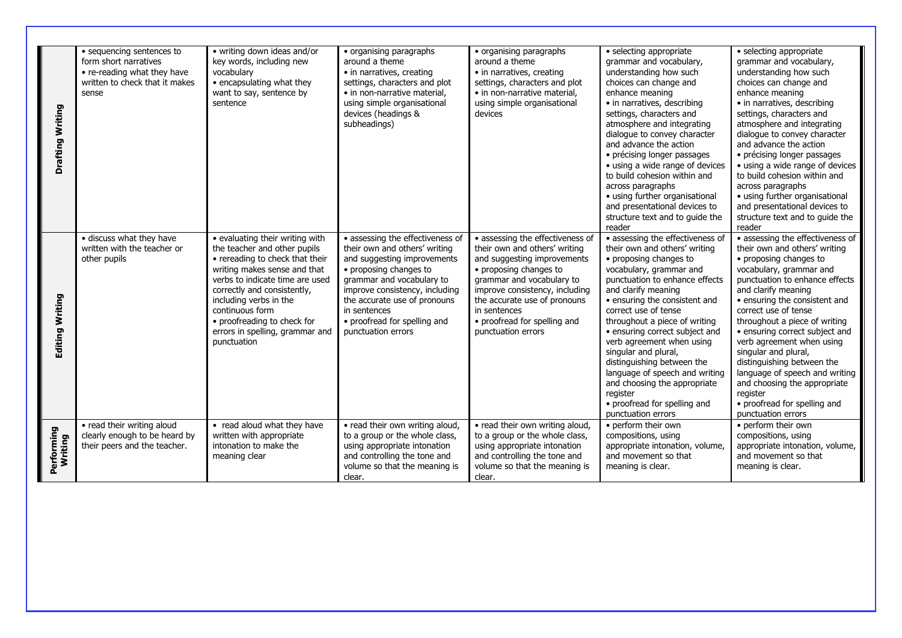| | | | | | | |
|---|---|---|---|---|---|---|
| **Drafting Writing** | • sequencing sentences to form short narratives<br>• re-reading what they have written to check that it makes sense | • writing down ideas and/or key words, including new vocabulary<br>• encapsulating what they want to say, sentence by sentence | • organising paragraphs around a theme<br>• in narratives, creating settings, characters and plot<br>• in non-narrative material, using simple organisational devices (headings & subheadings) | • organising paragraphs around a theme<br>• in narratives, creating settings, characters and plot<br>• in non-narrative material, using simple organisational devices | • selecting appropriate grammar and vocabulary, understanding how such choices can change and enhance meaning<br>• in narratives, describing settings, characters and atmosphere and integrating dialogue to convey character and advance the action<br>• précising longer passages<br>• using a wide range of devices to build cohesion within and across paragraphs<br>• using further organisational and presentational devices to structure text and to guide the reader | • selecting appropriate grammar and vocabulary, understanding how such choices can change and enhance meaning<br>• in narratives, describing settings, characters and atmosphere and integrating dialogue to convey character and advance the action<br>• précising longer passages<br>• using a wide range of devices to build cohesion within and across paragraphs<br>• using further organisational and presentational devices to structure text and to guide the reader |
| **Editing Writing** | • discuss what they have written with the teacher or other pupils | • evaluating their writing with the teacher and other pupils<br>• rereading to check that their writing makes sense and that verbs to indicate time are used correctly and consistently, including verbs in the continuous form<br>• proofreading to check for errors in spelling, grammar and punctuation | • assessing the effectiveness of their own and others' writing and suggesting improvements<br>• proposing changes to grammar and vocabulary to improve consistency, including the accurate use of pronouns in sentences<br>• proofread for spelling and punctuation errors | • assessing the effectiveness of their own and others' writing and suggesting improvements<br>• proposing changes to grammar and vocabulary to improve consistency, including the accurate use of pronouns in sentences<br>• proofread for spelling and punctuation errors | • assessing the effectiveness of their own and others' writing<br>• proposing changes to vocabulary, grammar and punctuation to enhance effects and clarify meaning<br>• ensuring the consistent and correct use of tense throughout a piece of writing<br>• ensuring correct subject and verb agreement when using singular and plural, distinguishing between the language of speech and writing and choosing the appropriate register<br>• proofread for spelling and punctuation errors | • assessing the effectiveness of their own and others' writing<br>• proposing changes to vocabulary, grammar and punctuation to enhance effects and clarify meaning<br>• ensuring the consistent and correct use of tense throughout a piece of writing<br>• ensuring correct subject and verb agreement when using singular and plural, distinguishing between the language of speech and writing and choosing the appropriate register<br>• proofread for spelling and punctuation errors |
| **Performing Writing** | • read their writing aloud clearly enough to be heard by their peers and the teacher. | • read aloud what they have written with appropriate intonation to make the meaning clear | • read their own writing aloud, to a group or the whole class, using appropriate intonation and controlling the tone and volume so that the meaning is clear. | • read their own writing aloud, to a group or the whole class, using appropriate intonation and controlling the tone and volume so that the meaning is clear. | • perform their own compositions, using appropriate intonation, volume, and movement so that meaning is clear. | • perform their own compositions, using appropriate intonation, volume, and movement so that meaning is clear. |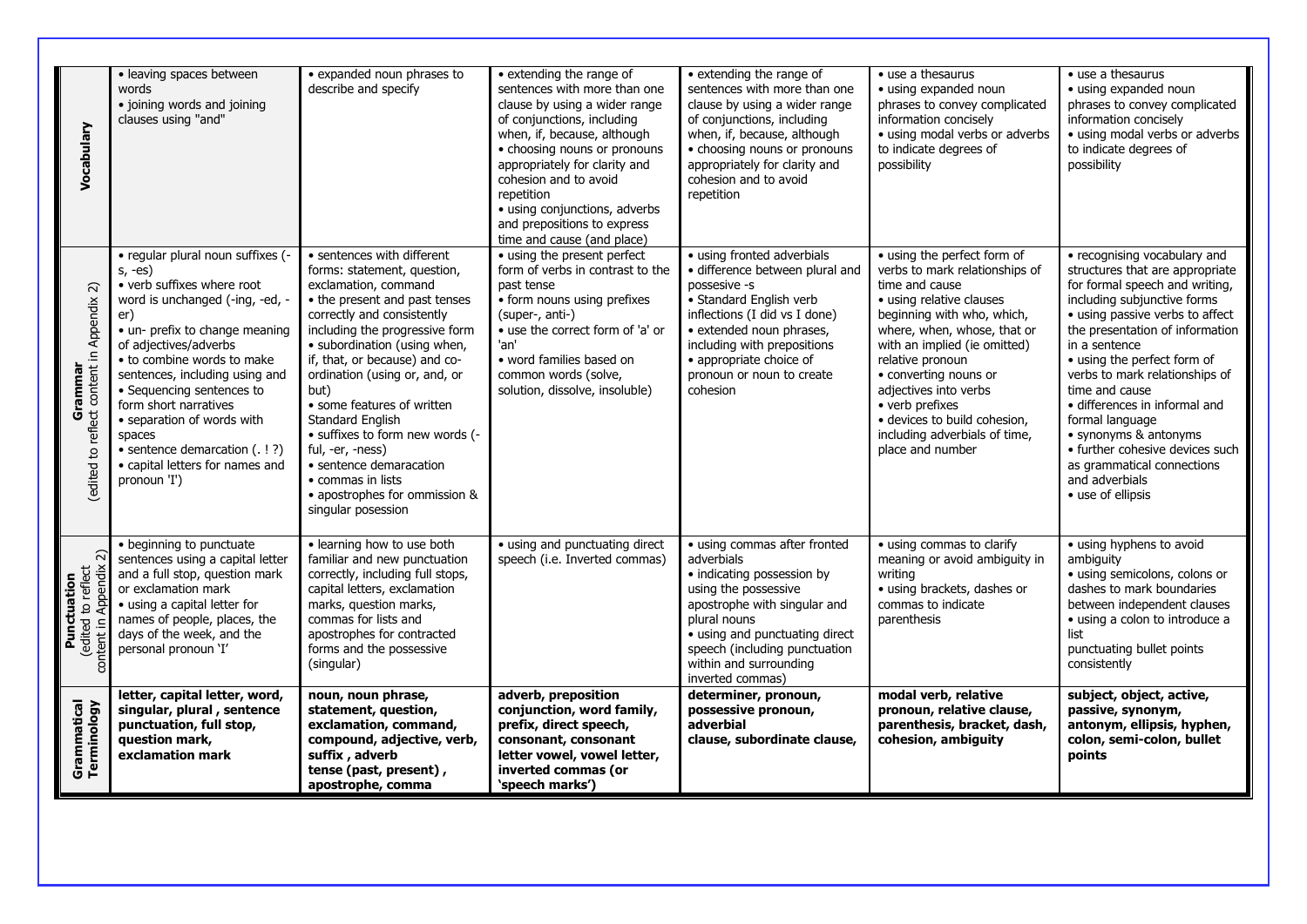| | | | | | | |
|---|---|---|---|---|---|---|
| **Vocabulary** | • leaving spaces between words<br>• joining words and joining clauses using "and" | • expanded noun phrases to describe and specify | • extending the range of sentences with more than one clause by using a wider range of conjunctions, including when, if, because, although<br>• choosing nouns or pronouns appropriately for clarity and cohesion and to avoid repetition<br>• using conjunctions, adverbs and prepositions to express time and cause (and place) | • extending the range of sentences with more than one clause by using a wider range of conjunctions, including when, if, because, although<br>• choosing nouns or pronouns appropriately for clarity and cohesion and to avoid repetition | • use a thesaurus<br>• using expanded noun phrases to convey complicated information concisely<br>• using modal verbs or adverbs to indicate degrees of possibility | • use a thesaurus<br>• using expanded noun phrases to convey complicated information concisely<br>• using modal verbs or adverbs to indicate degrees of possibility |
| **Grammar** (edited to reflect content in Appendix 2) | • regular plural noun suffixes (-s, -es)<br>• verb suffixes where root word is unchanged (-ing, -ed, -er)<br>• un- prefix to change meaning of adjectives/adverbs<br>• to combine words to make sentences, including using and<br>• Sequencing sentences to form short narratives<br>• separation of words with spaces<br>• sentence demarcation (. ! ?)<br>• capital letters for names and pronoun 'I') | • sentences with different forms: statement, question, exclamation, command<br>• the present and past tenses correctly and consistently including the progressive form<br>• subordination (using when, if, that, or because) and co-ordination (using or, and, or but)<br>• some features of written Standard English<br>• suffixes to form new words (-ful, -er, -ness)<br>• sentence demaracation<br>• commas in lists<br>• apostrophes for ommission & singular posession | • using the present perfect form of verbs in contrast to the past tense<br>• form nouns using prefixes (super-, anti-)<br>• use the correct form of 'a' or 'an'<br>• word families based on common words (solve, solution, dissolve, insoluble) | • using fronted adverbials<br>• difference between plural and possesive -s<br>• Standard English verb inflections (I did vs I done)<br>• extended noun phrases, including with prepositions<br>• appropriate choice of pronoun or noun to create cohesion | • using the perfect form of verbs to mark relationships of time and cause<br>• using relative clauses beginning with who, which, where, when, whose, that or with an implied (ie omitted) relative pronoun<br>• converting nouns or adjectives into verbs<br>• verb prefixes<br>• devices to build cohesion, including adverbials of time, place and number | • recognising vocabulary and structures that are appropriate for formal speech and writing, including subjunctive forms<br>• using passive verbs to affect the presentation of information in a sentence<br>• using the perfect form of verbs to mark relationships of time and cause<br>• differences in informal and formal language<br>• synonyms & antonyms<br>• further cohesive devices such as grammatical connections and adverbials<br>• use of ellipsis |
| **Punctuation** (edited to reflect content in Appendix 2) | • beginning to punctuate sentences using a capital letter and a full stop, question mark or exclamation mark<br>• using a capital letter for names of people, places, the days of the week, and the personal pronoun 'I' | • learning how to use both familiar and new punctuation correctly, including full stops, capital letters, exclamation marks, question marks, commas for lists and apostrophes for contracted forms and the possessive (singular) | • using and punctuating direct speech (i.e. Inverted commas) | • using commas after fronted adverbials<br>• indicating possession by using the possessive apostrophe with singular and plural nouns<br>• using and punctuating direct speech (including punctuation within and surrounding inverted commas) | • using commas to clarify meaning or avoid ambiguity in writing<br>• using brackets, dashes or commas to indicate parenthesis | • using hyphens to avoid ambiguity<br>• using semicolons, colons or dashes to mark boundaries between independent clauses<br>• using a colon to introduce a list<br>punctuating bullet points consistently |
| **Grammatical Terminology** | **letter, capital letter, word, singular, plural , sentence punctuation, full stop, question mark, exclamation mark** | **noun, noun phrase, statement, question, exclamation, command, compound, adjective, verb, suffix , adverb tense (past, present) , apostrophe, comma** | **adverb, preposition conjunction, word family, prefix, direct speech, consonant, consonant letter vowel, vowel letter, inverted commas (or 'speech marks')** | **determiner, pronoun, possessive pronoun, adverbial clause, subordinate clause,** | **modal verb, relative pronoun, relative clause, parenthesis, bracket, dash, cohesion, ambiguity** | **subject, object, active, passive, synonym, antonym, ellipsis, hyphen, colon, semi-colon, bullet points** |